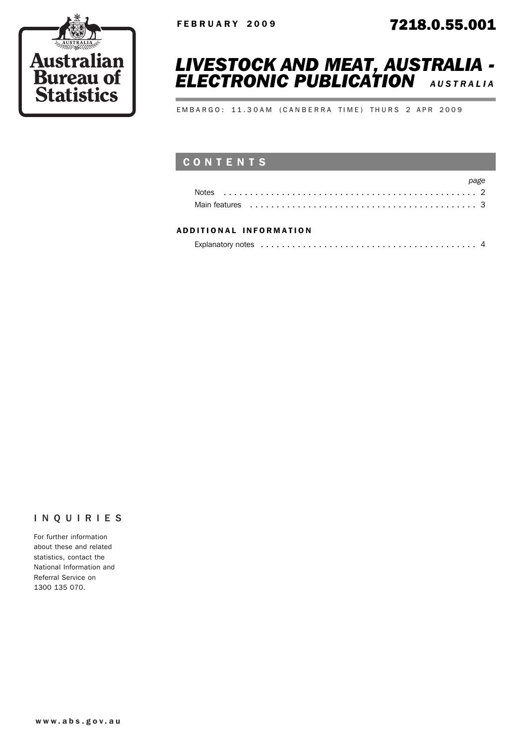Australian Bureau of Statistics

FEBRUARY 2009

7218.0.55.001

# LIVESTOCK AND MEAT, AUSTRALIA - ELECTRONIC PUBLICATION AUSTRALIA

EMBARGO: 11.30AM (CANBERRA TIME) THURS 2 APR 2009

## CONTENTS

| | page |
|---|---|
| Notes | 2 |
| Main features | 3 |

### ADDITIONAL INFORMATION

| | |
|---|---|
| Explanatory notes | 4 |

## INQUIRIES

For further information about these and related statistics, contact the National Information and Referral Service on 1300 135 070.

www.abs.gov.au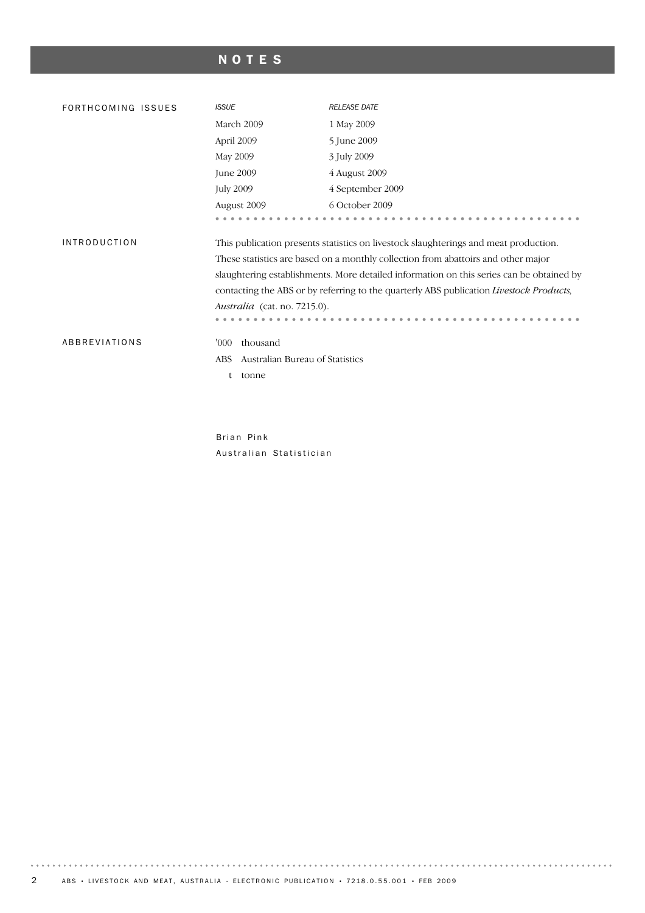# NOTES

## FORTHCOMING ISSUES

| *ISSUE* | *RELEASE DATE* |
|---|---|
| March 2009 | 1 May 2009 |
| April 2009 | 5 June 2009 |
| May 2009 | 3 July 2009 |
| June 2009 | 4 August 2009 |
| July 2009 | 4 September 2009 |
| August 2009 | 6 October 2009 |

## INTRODUCTION

This publication presents statistics on livestock slaughterings and meat production. These statistics are based on a monthly collection from abattoirs and other major slaughtering establishments. More detailed information on this series can be obtained by contacting the ABS or by referring to the quarterly ABS publication *Livestock Products, Australia* (cat. no. 7215.0).

## ABBREVIATIONS

'000 thousand
ABS Australian Bureau of Statistics
t tonne

Brian Pink
Australian Statistician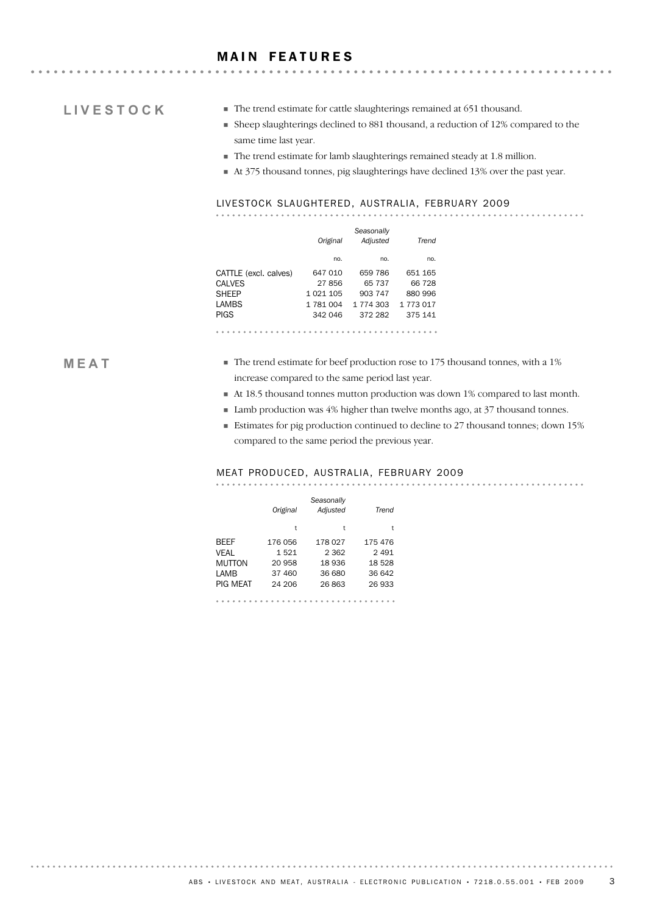# MAIN FEATURES

## LIVESTOCK

- The trend estimate for cattle slaughterings remained at 651 thousand.
- Sheep slaughterings declined to 881 thousand, a reduction of 12% compared to the same time last year.
- The trend estimate for lamb slaughterings remained steady at 1.8 million.
- At 375 thousand tonnes, pig slaughterings have declined 13% over the past year.

### LIVESTOCK SLAUGHTERED, AUSTRALIA, FEBRUARY 2009

| | *Original* | *Seasonally Adjusted* | *Trend* |
|---|---|---|---|
| | no. | no. | no. |
| CATTLE (excl. calves) | 647 010 | 659 786 | 651 165 |
| CALVES | 27 856 | 65 737 | 66 728 |
| SHEEP | 1 021 105 | 903 747 | 880 996 |
| LAMBS | 1 781 004 | 1 774 303 | 1 773 017 |
| PIGS | 342 046 | 372 282 | 375 141 |

## MEAT

- The trend estimate for beef production rose to 175 thousand tonnes, with a 1% increase compared to the same period last year.
- At 18.5 thousand tonnes mutton production was down 1% compared to last month.
- Lamb production was 4% higher than twelve months ago, at 37 thousand tonnes.
- Estimates for pig production continued to decline to 27 thousand tonnes; down 15% compared to the same period the previous year.

### MEAT PRODUCED, AUSTRALIA, FEBRUARY 2009

| | *Original* | *Seasonally Adjusted* | *Trend* |
|---|---|---|---|
| | t | t | t |
| BEEF | 176 056 | 178 027 | 175 476 |
| VEAL | 1 521 | 2 362 | 2 491 |
| MUTTON | 20 958 | 18 936 | 18 528 |
| LAMB | 37 460 | 36 680 | 36 642 |
| PIG MEAT | 24 206 | 26 863 | 26 933 |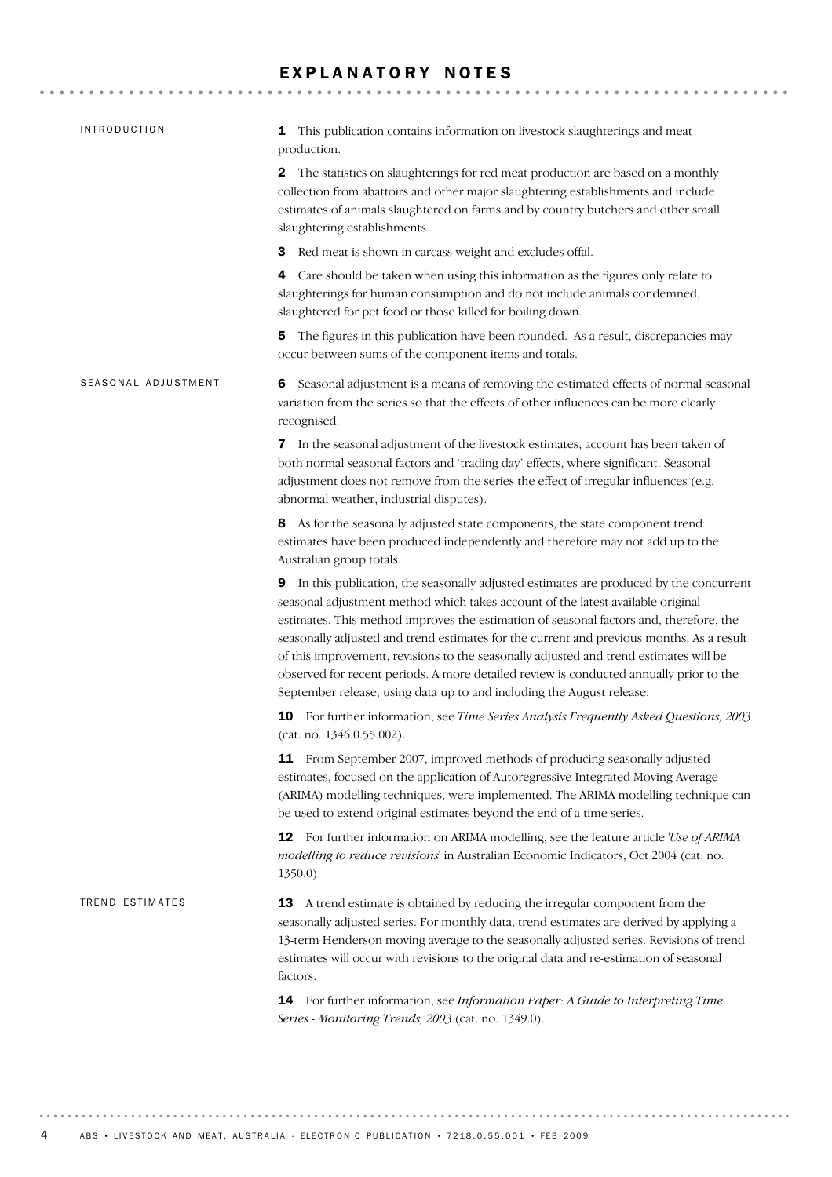# EXPLANATORY NOTES

## INTRODUCTION

**1** This publication contains information on livestock slaughterings and meat production.

**2** The statistics on slaughterings for red meat production are based on a monthly collection from abattoirs and other major slaughtering establishments and include estimates of animals slaughtered on farms and by country butchers and other small slaughtering establishments.

**3** Red meat is shown in carcass weight and excludes offal.

**4** Care should be taken when using this information as the figures only relate to slaughterings for human consumption and do not include animals condemned, slaughtered for pet food or those killed for boiling down.

**5** The figures in this publication have been rounded. As a result, discrepancies may occur between sums of the component items and totals.

## SEASONAL ADJUSTMENT

**6** Seasonal adjustment is a means of removing the estimated effects of normal seasonal variation from the series so that the effects of other influences can be more clearly recognised.

**7** In the seasonal adjustment of the livestock estimates, account has been taken of both normal seasonal factors and 'trading day' effects, where significant. Seasonal adjustment does not remove from the series the effect of irregular influences (e.g. abnormal weather, industrial disputes).

**8** As for the seasonally adjusted state components, the state component trend estimates have been produced independently and therefore may not add up to the Australian group totals.

**9** In this publication, the seasonally adjusted estimates are produced by the concurrent seasonal adjustment method which takes account of the latest available original estimates. This method improves the estimation of seasonal factors and, therefore, the seasonally adjusted and trend estimates for the current and previous months. As a result of this improvement, revisions to the seasonally adjusted and trend estimates will be observed for recent periods. A more detailed review is conducted annually prior to the September release, using data up to and including the August release.

**10** For further information, see *Time Series Analysis Frequently Asked Questions, 2003* (cat. no. 1346.0.55.002).

**11** From September 2007, improved methods of producing seasonally adjusted estimates, focused on the application of Autoregressive Integrated Moving Average (ARIMA) modelling techniques, were implemented. The ARIMA modelling technique can be used to extend original estimates beyond the end of a time series.

**12** For further information on ARIMA modelling, see the feature article '*Use of ARIMA modelling to reduce revisions*' in Australian Economic Indicators, Oct 2004 (cat. no. 1350.0).

## TREND ESTIMATES

**13** A trend estimate is obtained by reducing the irregular component from the seasonally adjusted series. For monthly data, trend estimates are derived by applying a 13-term Henderson moving average to the seasonally adjusted series. Revisions of trend estimates will occur with revisions to the original data and re-estimation of seasonal factors.

**14** For further information, see *Information Paper: A Guide to Interpreting Time Series - Monitoring Trends, 2003* (cat. no. 1349.0).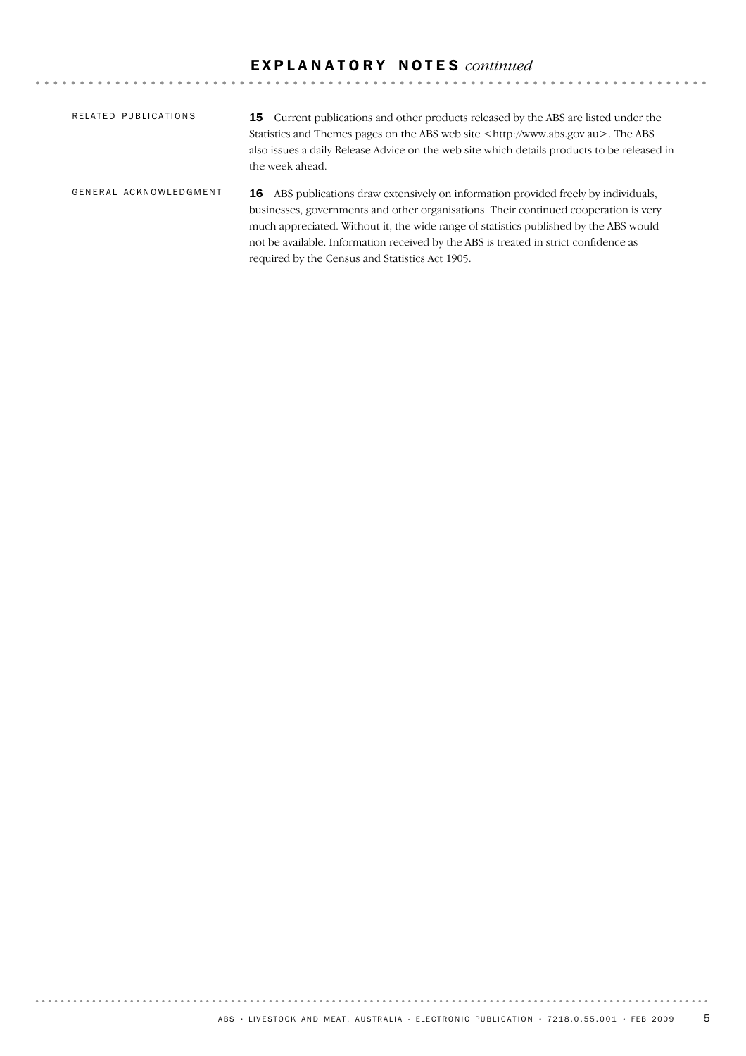# EXPLANATORY NOTES *continued*

## RELATED PUBLICATIONS

**15** Current publications and other products released by the ABS are listed under the Statistics and Themes pages on the ABS web site <http://www.abs.gov.au>. The ABS also issues a daily Release Advice on the web site which details products to be released in the week ahead.

## GENERAL ACKNOWLEDGMENT

**16** ABS publications draw extensively on information provided freely by individuals, businesses, governments and other organisations. Their continued cooperation is very much appreciated. Without it, the wide range of statistics published by the ABS would not be available. Information received by the ABS is treated in strict confidence as required by the Census and Statistics Act 1905.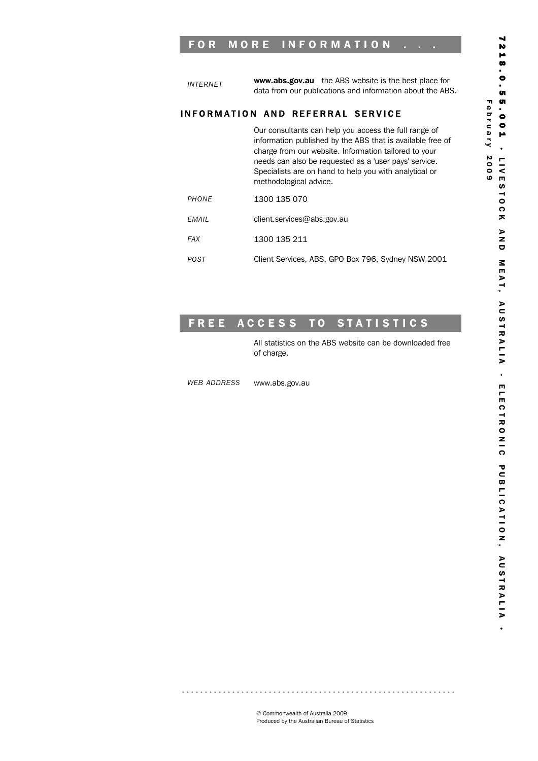## FOR MORE INFORMATION . . .

*INTERNET* **www.abs.gov.au** the ABS website is the best place for data from our publications and information about the ABS.

## INFORMATION AND REFERRAL SERVICE

Our consultants can help you access the full range of information published by the ABS that is available free of charge from our website. Information tailored to your needs can also be requested as a 'user pays' service. Specialists are on hand to help you with analytical or methodological advice.

*PHONE* 1300 135 070

*EMAIL* client.services@abs.gov.au

*FAX* 1300 135 211

*POST* Client Services, ABS, GPO Box 796, Sydney NSW 2001

## FREE ACCESS TO STATISTICS

All statistics on the ABS website can be downloaded free of charge.

*WEB ADDRESS* www.abs.gov.au

© Commonwealth of Australia 2009
Produced by the Australian Bureau of Statistics